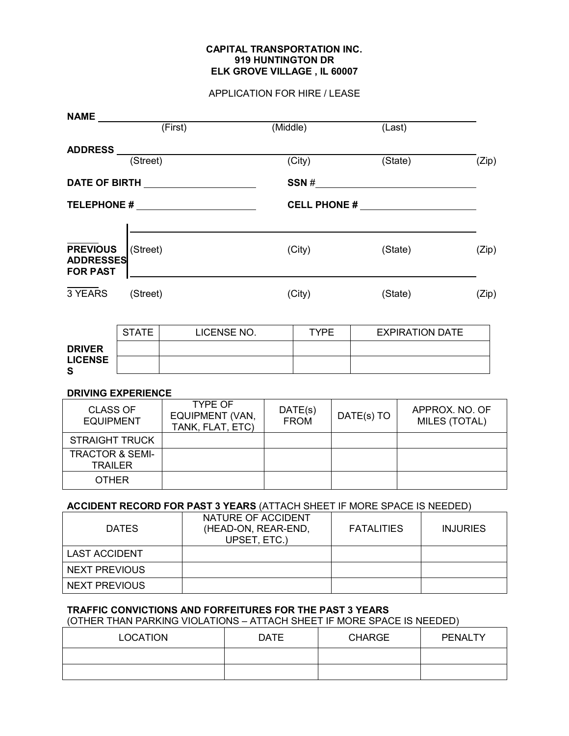**CAPITAL TRANSPORTATION INC.**
**919 HUNTINGTON DR**
**ELK GROVE VILLAGE , IL 60007**

APPLICATION FOR HIRE / LEASE

**NAME** ______________________________________________
(First) (Middle) (Last)

**ADDRESS** ______________________________________________
(Street) (City) (State) (Zip)

**DATE OF BIRTH** ____________________ **SSN #** ____________________

**TELEPHONE #** ____________________ **CELL PHONE #** ____________________

**PREVIOUS ADDRESSES FOR PAST 3 YEARS**

______________________________________________
(Street) (City) (State) (Zip)

______________________________________________
(Street) (City) (State) (Zip)

**DRIVER LICENSES**

| STATE | LICENSE NO. | TYPE | EXPIRATION DATE |
|---|---|---|---|
| | | | |
| | | | |

**DRIVING EXPERIENCE**

| CLASS OF EQUIPMENT | TYPE OF EQUIPMENT (VAN, TANK, FLAT, ETC) | DATE(s) FROM | DATE(s) TO | APPROX. NO. OF MILES (TOTAL) |
|---|---|---|---|---|
| STRAIGHT TRUCK | | | | |
| TRACTOR & SEMI-TRAILER | | | | |
| OTHER | | | | |

**ACCIDENT RECORD FOR PAST 3 YEARS** (ATTACH SHEET IF MORE SPACE IS NEEDED)

| DATES | NATURE OF ACCIDENT (HEAD-ON, REAR-END, UPSET, ETC.) | FATALITIES | INJURIES |
|---|---|---|---|
| LAST ACCIDENT | | | |
| NEXT PREVIOUS | | | |
| NEXT PREVIOUS | | | |

**TRAFFIC CONVICTIONS AND FORFEITURES FOR THE PAST 3 YEARS**
(OTHER THAN PARKING VIOLATIONS – ATTACH SHEET IF MORE SPACE IS NEEDED)

| LOCATION | DATE | CHARGE | PENALTY |
|---|---|---|---|
| | | | |
| | | | |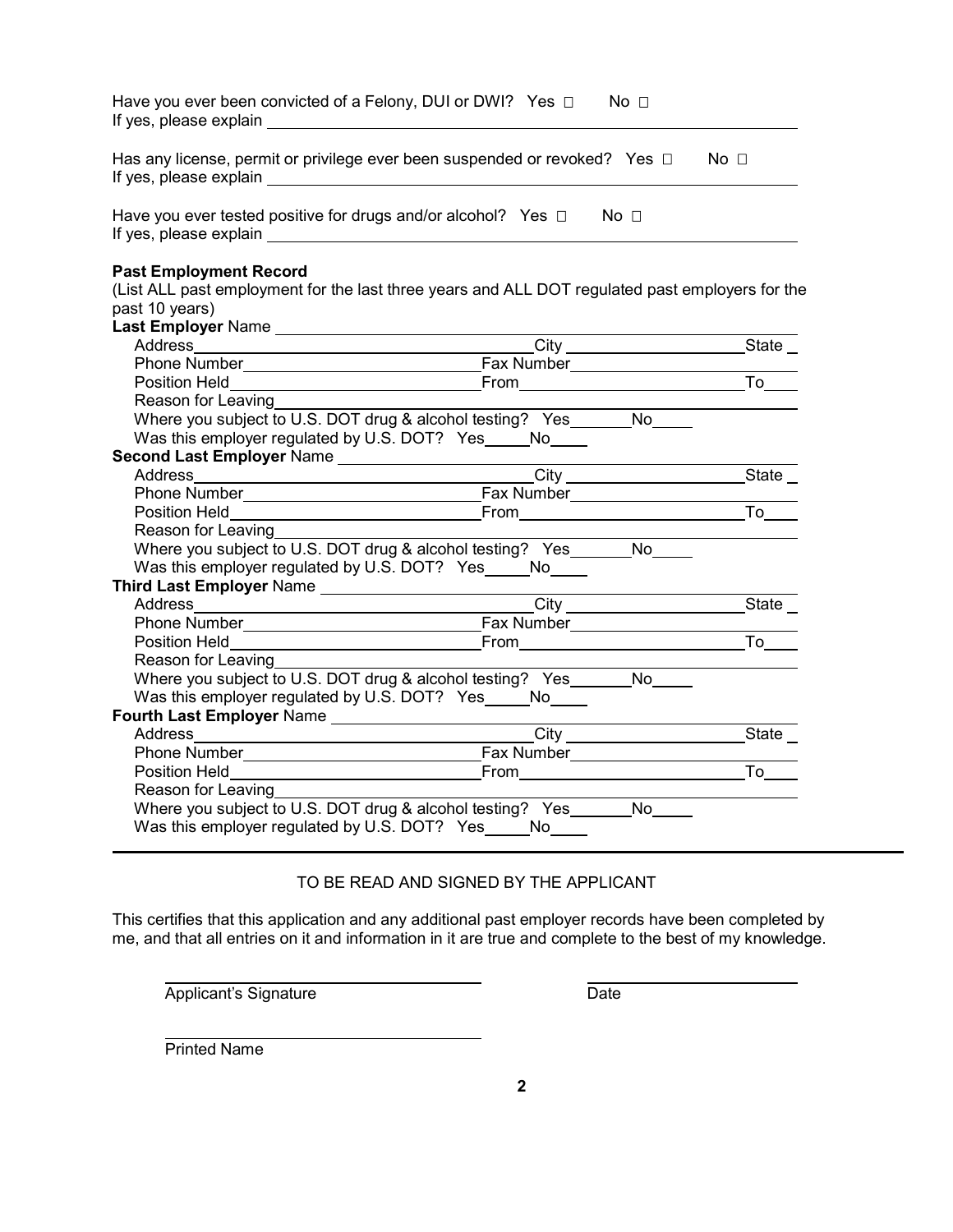Have you ever been convicted of a Felony, DUI or DWI? Yes ☐ No ☐
If yes, please explain ______________________________

Has any license, permit or privilege ever been suspended or revoked? Yes ☐ No ☐
If yes, please explain ______________________________

Have you ever tested positive for drugs and/or alcohol? Yes ☐ No ☐
If yes, please explain ______________________________

**Past Employment Record**
(List ALL past employment for the last three years and ALL DOT regulated past employers for the past 10 years)

**Last Employer** Name ______________________________
Address ______________________________ City ______________ State __
Phone Number ______________________ Fax Number ______________________
Position Held ______________________ From ______________________ To ____
Reason for Leaving ______________________________
Where you subject to U.S. DOT drug & alcohol testing? Yes _______ No _____
Was this employer regulated by U.S. DOT? Yes _____ No ____

**Second Last Employer** Name ______________________________
Address ______________________________ City ______________ State __
Phone Number ______________________ Fax Number ______________________
Position Held ______________________ From ______________________ To ____
Reason for Leaving ______________________________
Where you subject to U.S. DOT drug & alcohol testing? Yes _______ No _____
Was this employer regulated by U.S. DOT? Yes _____ No ____

**Third Last Employer** Name ______________________________
Address ______________________________ City ______________ State __
Phone Number ______________________ Fax Number ______________________
Position Held ______________________ From ______________________ To ____
Reason for Leaving ______________________________
Where you subject to U.S. DOT drug & alcohol testing? Yes _______ No _____
Was this employer regulated by U.S. DOT? Yes _____ No ____

**Fourth Last Employer** Name ______________________________
Address ______________________________ City ______________ State __
Phone Number ______________________ Fax Number ______________________
Position Held ______________________ From ______________________ To ____
Reason for Leaving ______________________________
Where you subject to U.S. DOT drug & alcohol testing? Yes _______ No _____
Was this employer regulated by U.S. DOT? Yes _____ No ____

---

TO BE READ AND SIGNED BY THE APPLICANT

This certifies that this application and any additional past employer records have been completed by me, and that all entries on it and information in it are true and complete to the best of my knowledge.

______________________________ ______________________
Applicant's Signature Date

______________________________
Printed Name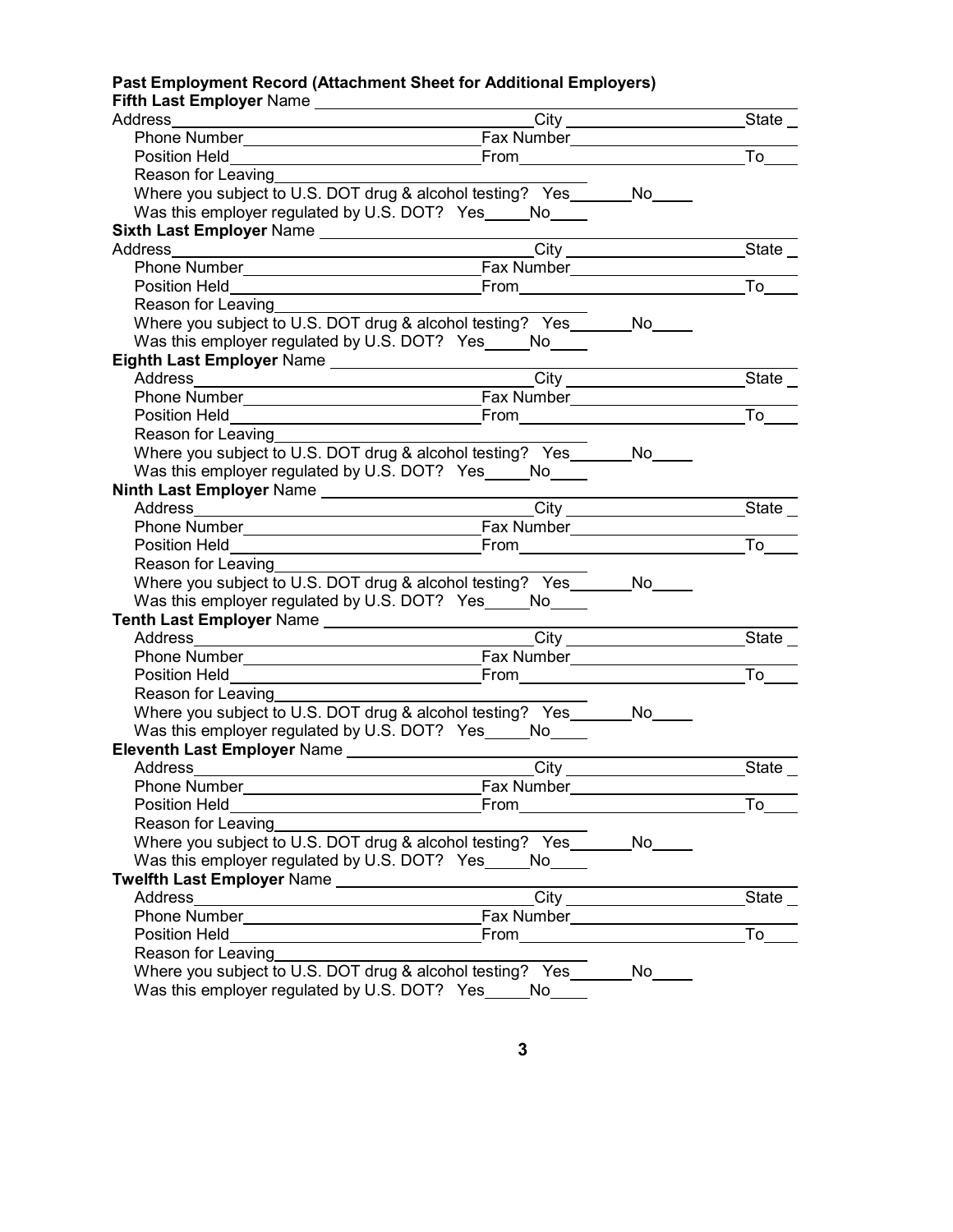**Past Employment Record (Attachment Sheet for Additional Employers)**

**Fifth Last Employer** Name ______________________________
Address______________________________ City ______________ State __
Phone Number______________________ Fax Number______________________
Position Held______________________ From______________________ To____
Reason for Leaving______________________
Where you subject to U.S. DOT drug & alcohol testing? Yes_______ No_____
Was this employer regulated by U.S. DOT? Yes_____ No____

**Sixth Last Employer** Name ______________________________
Address______________________________ City ______________ State __
Phone Number______________________ Fax Number______________________
Position Held______________________ From______________________ To____
Reason for Leaving______________________
Where you subject to U.S. DOT drug & alcohol testing? Yes_______ No_____
Was this employer regulated by U.S. DOT? Yes_____ No____

**Eighth Last Employer** Name ______________________________
Address______________________________ City ______________ State __
Phone Number______________________ Fax Number______________________
Position Held______________________ From______________________ To____
Reason for Leaving______________________
Where you subject to U.S. DOT drug & alcohol testing? Yes_______ No_____
Was this employer regulated by U.S. DOT? Yes_____ No____

**Ninth Last Employer** Name ______________________________
Address______________________________ City ______________ State __
Phone Number______________________ Fax Number______________________
Position Held______________________ From______________________ To____
Reason for Leaving______________________
Where you subject to U.S. DOT drug & alcohol testing? Yes_______ No_____
Was this employer regulated by U.S. DOT? Yes_____ No____

**Tenth Last Employer** Name ______________________________
Address______________________________ City ______________ State __
Phone Number______________________ Fax Number______________________
Position Held______________________ From______________________ To____
Reason for Leaving______________________
Where you subject to U.S. DOT drug & alcohol testing? Yes_______ No_____
Was this employer regulated by U.S. DOT? Yes_____ No____

**Eleventh Last Employer** Name ______________________________
Address______________________________ City ______________ State __
Phone Number______________________ Fax Number______________________
Position Held______________________ From______________________ To____
Reason for Leaving______________________
Where you subject to U.S. DOT drug & alcohol testing? Yes_______ No_____
Was this employer regulated by U.S. DOT? Yes_____ No____

**Twelfth Last Employer** Name ______________________________
Address______________________________ City ______________ State __
Phone Number______________________ Fax Number______________________
Position Held______________________ From______________________ To____
Reason for Leaving______________________
Where you subject to U.S. DOT drug & alcohol testing? Yes_______ No_____
Was this employer regulated by U.S. DOT? Yes_____ No____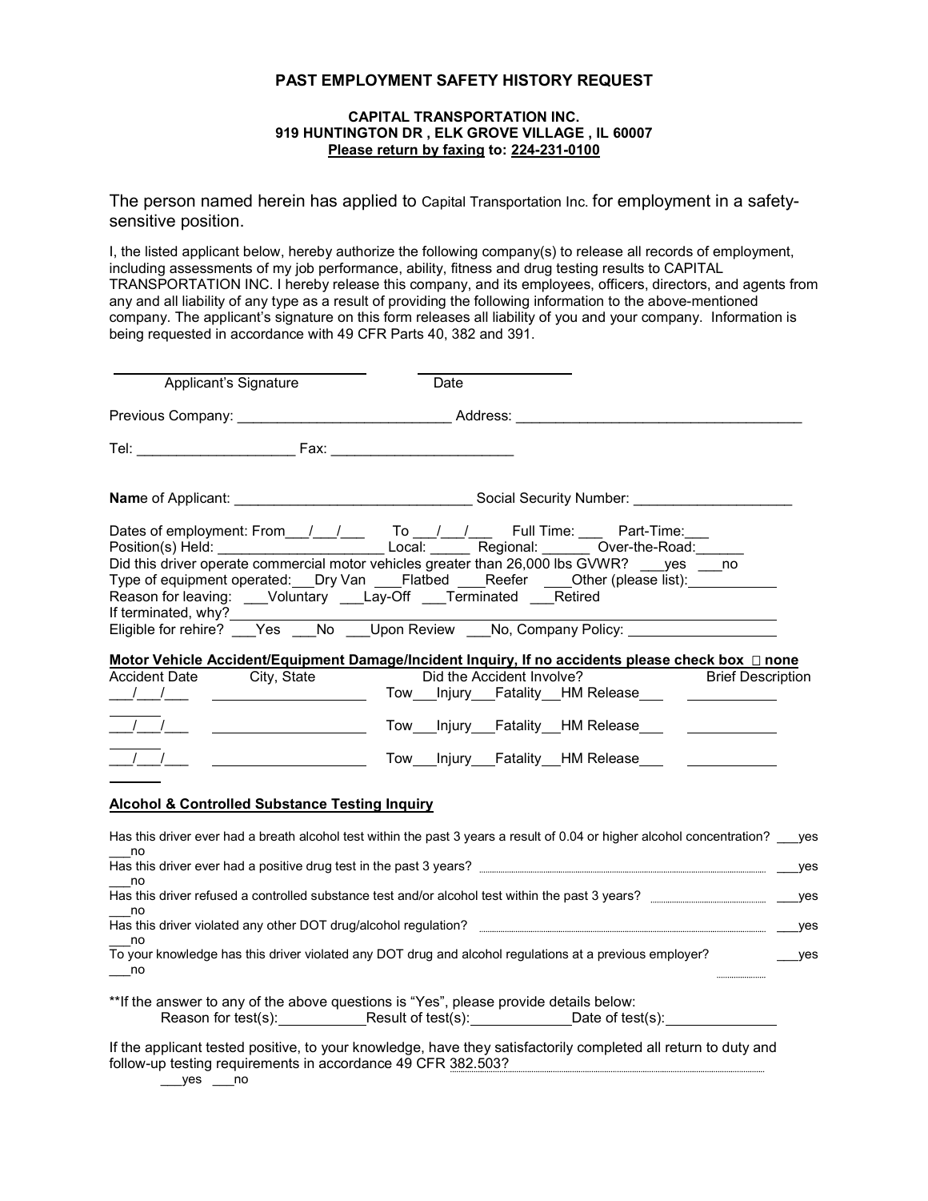# PAST EMPLOYMENT SAFETY HISTORY REQUEST

**CAPITAL TRANSPORTATION INC.**
**919 HUNTINGTON DR , ELK GROVE VILLAGE , IL 60007**
**Please return by faxing to: 224-231-0100**

The person named herein has applied to Capital Transportation Inc. for employment in a safety-sensitive position.

I, the listed applicant below, hereby authorize the following company(s) to release all records of employment, including assessments of my job performance, ability, fitness and drug testing results to CAPITAL TRANSPORTATION INC. I hereby release this company, and its employees, officers, directors, and agents from any and all liability of any type as a result of providing the following information to the above-mentioned company. The applicant's signature on this form releases all liability of you and your company. Information is being requested in accordance with 49 CFR Parts 40, 382 and 391.

______________________ Applicant's Signature &nbsp;&nbsp;&nbsp;&nbsp; ______________ Date

Previous Company: ___________________________ Address: _____________________________________

Tel: ___________________ Fax: ______________________

**Nam**e of Applicant: ______________________________ Social Security Number: ____________________

Dates of employment: From___/___/___ To ___/___/___ Full Time: ___ Part-Time:___
Position(s) Held: _____________________ Local: _____ Regional: ______ Over-the-Road:______
Did this driver operate commercial motor vehicles greater than 26,000 lbs GVWR? ___yes ___no
Type of equipment operated:___Dry Van ___Flatbed ___Reefer ___Other (please list):___________
Reason for leaving: ___Voluntary ___Lay-Off ___Terminated ___Retired
If terminated, why?______________________________________________________________
Eligible for rehire? ___Yes ___No ___Upon Review ___No, Company Policy: ___________________

**Motor Vehicle Accident/Equipment Damage/Incident Inquiry, If no accidents please check box ☐ none**

| Accident Date | City, State | Did the Accident Involve? | Brief Description |
|---|---|---|---|
| ___/___/___ | ____________________ | Tow___Injury___Fatality__HM Release___ | ___________ |
| ___/___/___ | ____________________ | Tow___Injury___Fatality__HM Release___ | ___________ |
| ___/___/___ | ____________________ | Tow___Injury___Fatality__HM Release___ | ___________ |

**Alcohol & Controlled Substance Testing Inquiry**

Has this driver ever had a breath alcohol test within the past 3 years a result of 0.04 or higher alcohol concentration? ___yes ___no

Has this driver ever had a positive drug test in the past 3 years? ___yes ___no

Has this driver refused a controlled substance test and/or alcohol test within the past 3 years? ___yes ___no

Has this driver violated any other DOT drug/alcohol regulation? ___yes ___no

To your knowledge has this driver violated any DOT drug and alcohol regulations at a previous employer? ___yes ___no

**If the answer to any of the above questions is "Yes", please provide details below:
Reason for test(s):___________ Result of test(s):_____________ Date of test(s):______________

If the applicant tested positive, to your knowledge, have they satisfactorily completed all return to duty and follow-up testing requirements in accordance 49 CFR 382.503?
___yes ___no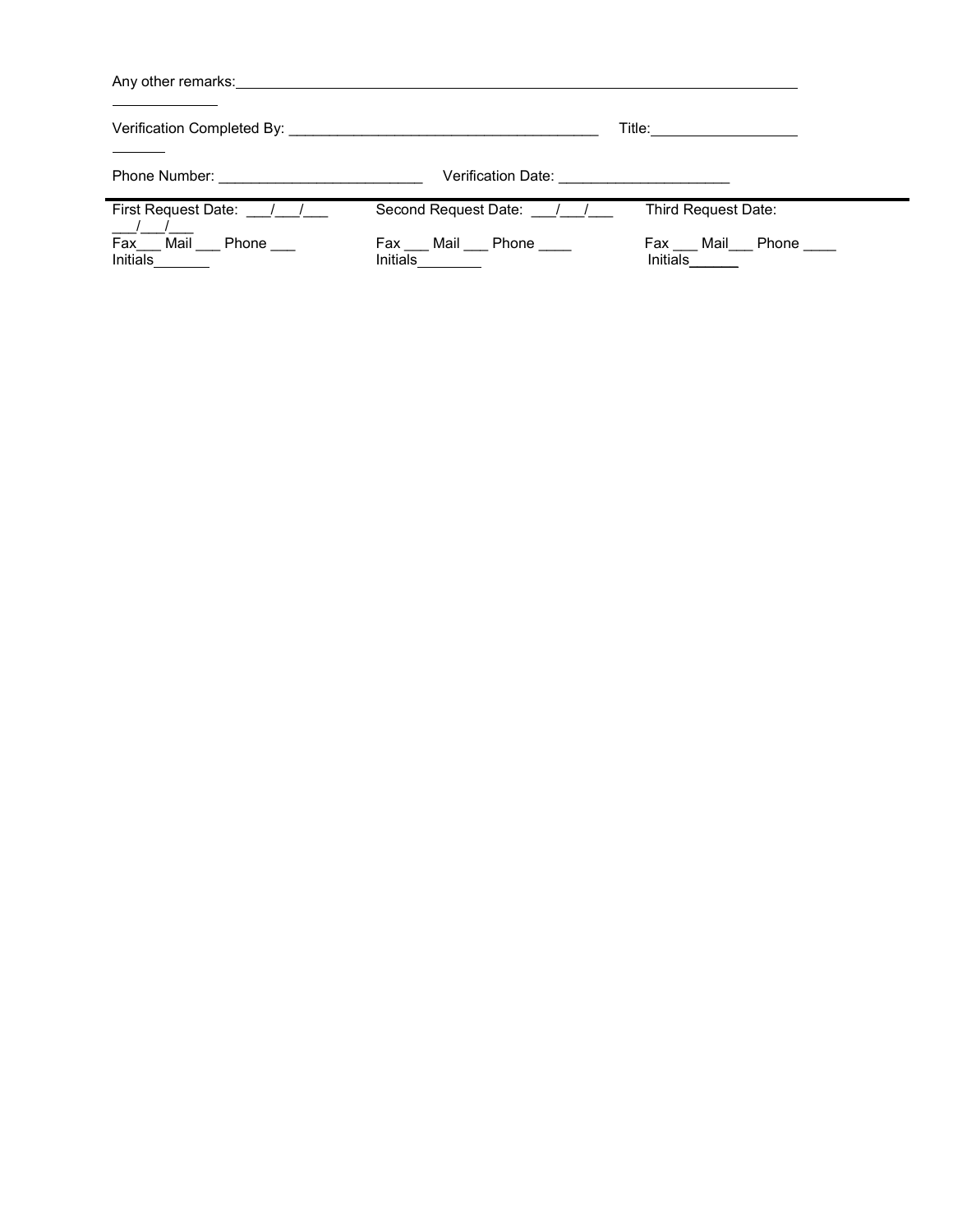Any other remarks: ______________________________________________________________________________

Verification Completed By: ________________________________________ Title: ____________________

Phone Number: __________________________ Verification Date: ______________________

---

| First Request Date: ___/___/___ | Second Request Date: ___/___/___ | Third Request Date: ___/___/___ |
|---|---|---|
| Fax___ Mail ___ Phone ___ | Fax ___ Mail ___ Phone ____ | Fax ___ Mail___ Phone ____ |
| Initials_______ | Initials________ | Initials______ |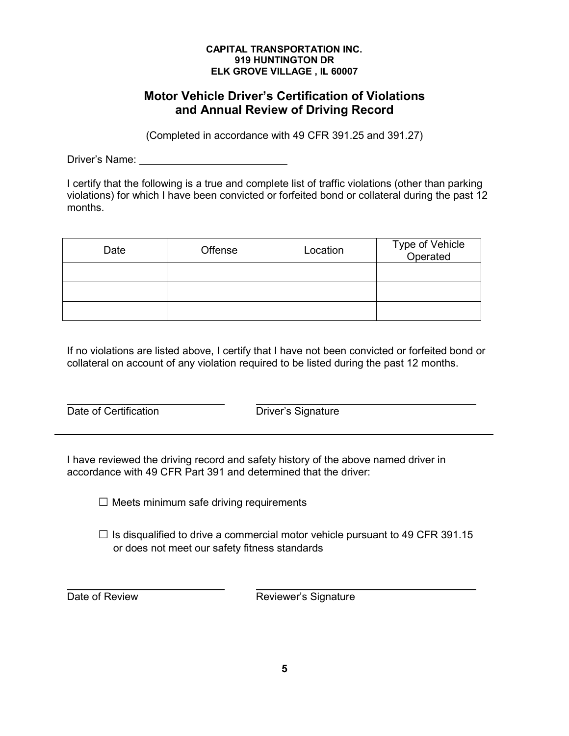**CAPITAL TRANSPORTATION INC.**
**919 HUNTINGTON DR**
**ELK GROVE VILLAGE , IL 60007**

## Motor Vehicle Driver's Certification of Violations and Annual Review of Driving Record

(Completed in accordance with 49 CFR 391.25 and 391.27)

Driver's Name: ____________________________

I certify that the following is a true and complete list of traffic violations (other than parking violations) for which I have been convicted or forfeited bond or collateral during the past 12 months.

| Date | Offense | Location | Type of Vehicle Operated |
|---|---|---|---|
| | | | |
| | | | |
| | | | |

If no violations are listed above, I certify that I have not been convicted or forfeited bond or collateral on account of any violation required to be listed during the past 12 months.

____________________________ ____________________________________________

Date of Certification Driver's Signature

---

I have reviewed the driving record and safety history of the above named driver in accordance with 49 CFR Part 391 and determined that the driver:

☐ Meets minimum safe driving requirements

☐ Is disqualified to drive a commercial motor vehicle pursuant to 49 CFR 391.15 or does not meet our safety fitness standards

____________________________ ____________________________________________

Date of Review Reviewer's Signature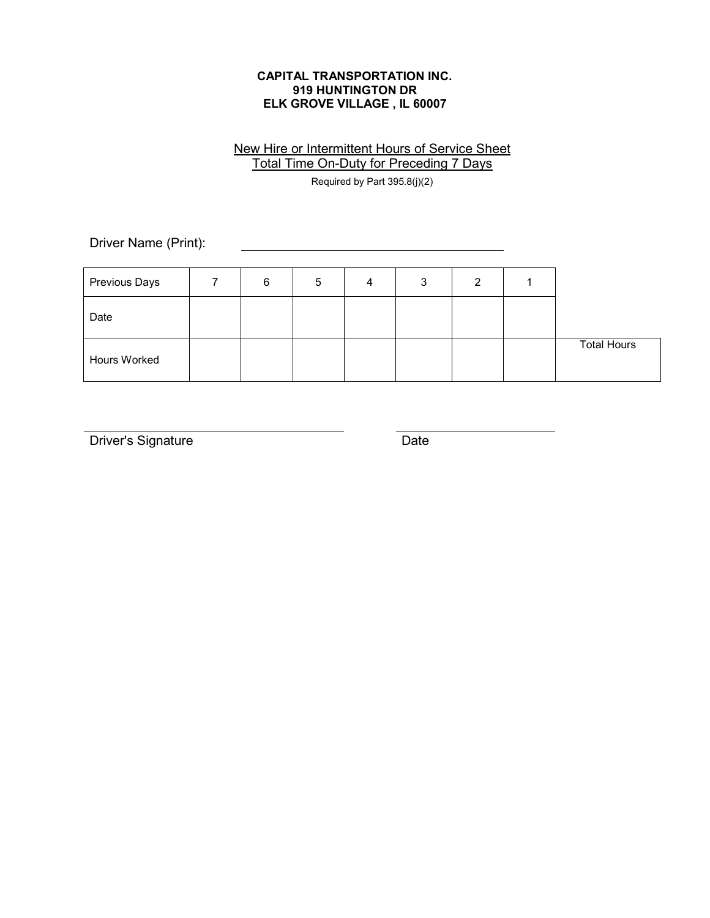**CAPITAL TRANSPORTATION INC.**
**919 HUNTINGTON DR**
**ELK GROVE VILLAGE , IL 60007**

New Hire or Intermittent Hours of Service Sheet
Total Time On-Duty for Preceding 7 Days

Required by Part 395.8(j)(2)

Driver Name (Print): ______________________________

| Previous Days | 7 | 6 | 5 | 4 | 3 | 2 | 1 | |
|---|---|---|---|---|---|---|---|---|
| Date | | | | | | | | |
| Hours Worked | | | | | | | | Total Hours |

______________________________ ______________________________
Driver's Signature Date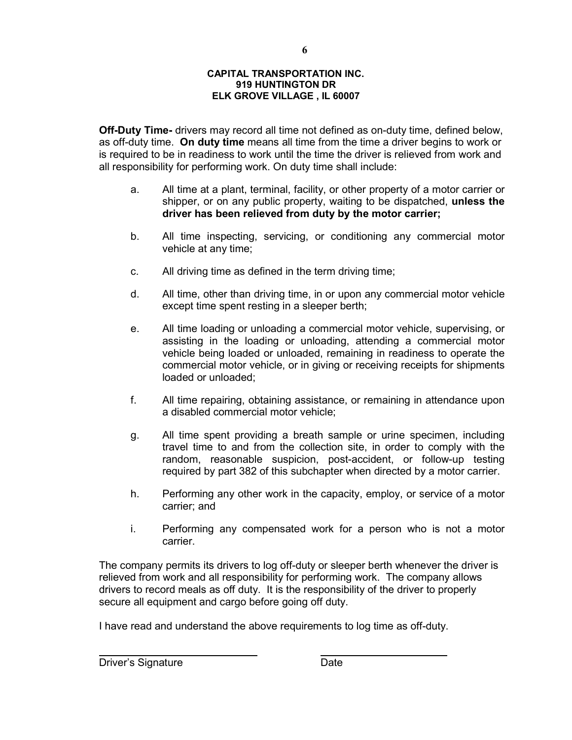**CAPITAL TRANSPORTATION INC.**
**919 HUNTINGTON DR**
**ELK GROVE VILLAGE , IL 60007**

**Off-Duty Time-** drivers may record all time not defined as on-duty time, defined below, as off-duty time. **On duty time** means all time from the time a driver begins to work or is required to be in readiness to work until the time the driver is relieved from work and all responsibility for performing work. On duty time shall include:

a. All time at a plant, terminal, facility, or other property of a motor carrier or shipper, or on any public property, waiting to be dispatched, **unless the driver has been relieved from duty by the motor carrier;**

b. All time inspecting, servicing, or conditioning any commercial motor vehicle at any time;

c. All driving time as defined in the term driving time;

d. All time, other than driving time, in or upon any commercial motor vehicle except time spent resting in a sleeper berth;

e. All time loading or unloading a commercial motor vehicle, supervising, or assisting in the loading or unloading, attending a commercial motor vehicle being loaded or unloaded, remaining in readiness to operate the commercial motor vehicle, or in giving or receiving receipts for shipments loaded or unloaded;

f. All time repairing, obtaining assistance, or remaining in attendance upon a disabled commercial motor vehicle;

g. All time spent providing a breath sample or urine specimen, including travel time to and from the collection site, in order to comply with the random, reasonable suspicion, post-accident, or follow-up testing required by part 382 of this subchapter when directed by a motor carrier.

h. Performing any other work in the capacity, employ, or service of a motor carrier; and

i. Performing any compensated work for a person who is not a motor carrier.

The company permits its drivers to log off-duty or sleeper berth whenever the driver is relieved from work and all responsibility for performing work. The company allows drivers to record meals as off duty. It is the responsibility of the driver to properly secure all equipment and cargo before going off duty.

I have read and understand the above requirements to log time as off-duty.

\_\_\_\_\_\_\_\_\_\_\_\_\_\_\_\_\_\_\_\_\_\_\_\_\_\_\_\_ \_\_\_\_\_\_\_\_\_\_\_\_\_\_\_\_\_\_\_\_\_\_\_\_

Driver's Signature Date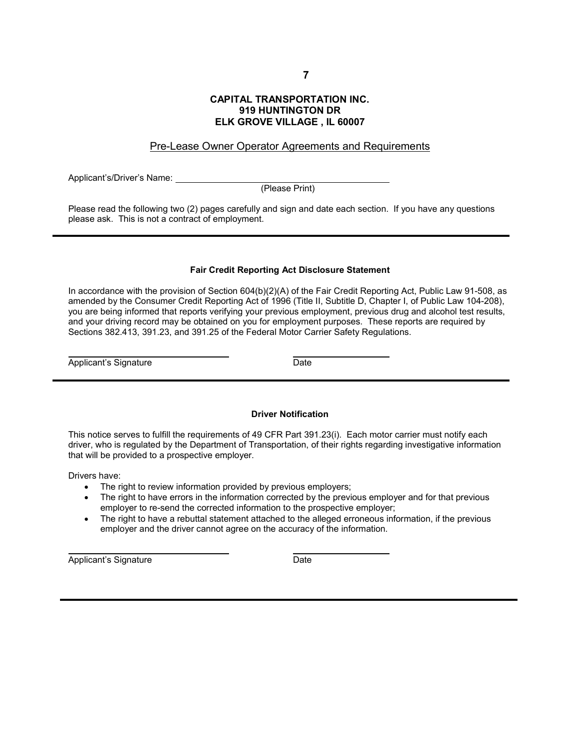**CAPITAL TRANSPORTATION INC.**
**919 HUNTINGTON DR**
**ELK GROVE VILLAGE , IL 60007**

Pre-Lease Owner Operator Agreements and Requirements

Applicant's/Driver's Name: ______________________________________________
(Please Print)

Please read the following two (2) pages carefully and sign and date each section. If you have any questions please ask. This is not a contract of employment.

---

**Fair Credit Reporting Act Disclosure Statement**

In accordance with the provision of Section 604(b)(2)(A) of the Fair Credit Reporting Act, Public Law 91-508, as amended by the Consumer Credit Reporting Act of 1996 (Title II, Subtitle D, Chapter I, of Public Law 104-208), you are being informed that reports verifying your previous employment, previous drug and alcohol test results, and your driving record may be obtained on you for employment purposes. These reports are required by Sections 382.413, 391.23, and 391.25 of the Federal Motor Carrier Safety Regulations.

_______________________________ _____________________
Applicant's Signature Date

---

**Driver Notification**

This notice serves to fulfill the requirements of 49 CFR Part 391.23(i). Each motor carrier must notify each driver, who is regulated by the Department of Transportation, of their rights regarding investigative information that will be provided to a prospective employer.

Drivers have:

- The right to review information provided by previous employers;
- The right to have errors in the information corrected by the previous employer and for that previous employer to re-send the corrected information to the prospective employer;
- The right to have a rebuttal statement attached to the alleged erroneous information, if the previous employer and the driver cannot agree on the accuracy of the information.

_______________________________ _____________________
Applicant's Signature Date

---